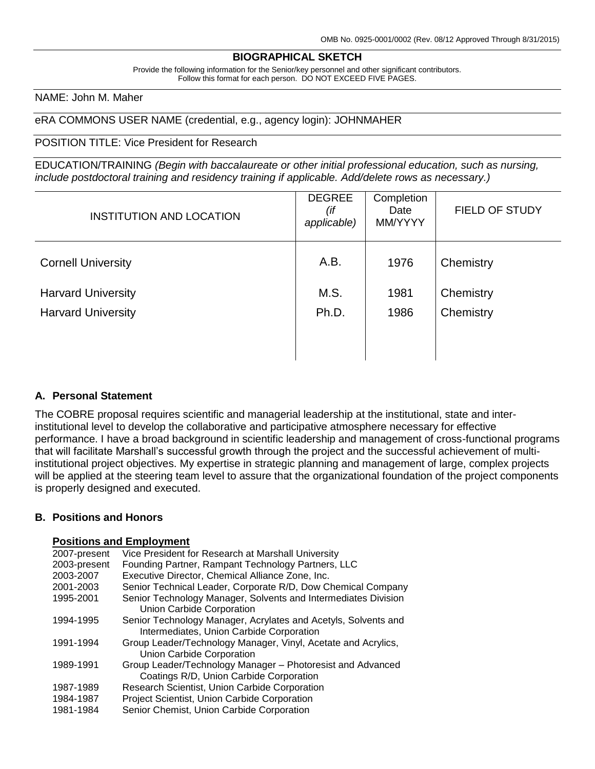OMB No. 0925-0001/0002 (Rev. 08/12 Approved Through 8/31/2015)

## BIOGRAPHICAL SKETCH

Provide the following information for the Senior/key personnel and other significant contributors.
Follow this format for each person. DO NOT EXCEED FIVE PAGES.

NAME: John M. Maher

eRA COMMONS USER NAME (credential, e.g., agency login): JOHNMAHER

POSITION TITLE: Vice President for Research

EDUCATION/TRAINING *(Begin with baccalaureate or other initial professional education, such as nursing, include postdoctoral training and residency training if applicable. Add/delete rows as necessary.)*

| INSTITUTION AND LOCATION | DEGREE *(if applicable)* | Completion Date MM/YYYY | FIELD OF STUDY |
|---|---|---|---|
| Cornell University | A.B. | 1976 | Chemistry |
| Harvard University | M.S. | 1981 | Chemistry |
| Harvard University | Ph.D. | 1986 | Chemistry |

### A. Personal Statement

The COBRE proposal requires scientific and managerial leadership at the institutional, state and inter-institutional level to develop the collaborative and participative atmosphere necessary for effective performance. I have a broad background in scientific leadership and management of cross-functional programs that will facilitate Marshall's successful growth through the project and the successful achievement of multi-institutional project objectives. My expertise in strategic planning and management of large, complex projects will be applied at the steering team level to assure that the organizational foundation of the project components is properly designed and executed.

### B. Positions and Honors

**Positions and Employment**

| | |
|---|---|
| 2007-present | Vice President for Research at Marshall University |
| 2003-present | Founding Partner, Rampant Technology Partners, LLC |
| 2003-2007 | Executive Director, Chemical Alliance Zone, Inc. |
| 2001-2003 | Senior Technical Leader, Corporate R/D, Dow Chemical Company |
| 1995-2001 | Senior Technology Manager, Solvents and Intermediates Division Union Carbide Corporation |
| 1994-1995 | Senior Technology Manager, Acrylates and Acetyls, Solvents and Intermediates, Union Carbide Corporation |
| 1991-1994 | Group Leader/Technology Manager, Vinyl, Acetate and Acrylics, Union Carbide Corporation |
| 1989-1991 | Group Leader/Technology Manager – Photoresist and Advanced Coatings R/D, Union Carbide Corporation |
| 1987-1989 | Research Scientist, Union Carbide Corporation |
| 1984-1987 | Project Scientist, Union Carbide Corporation |
| 1981-1984 | Senior Chemist, Union Carbide Corporation |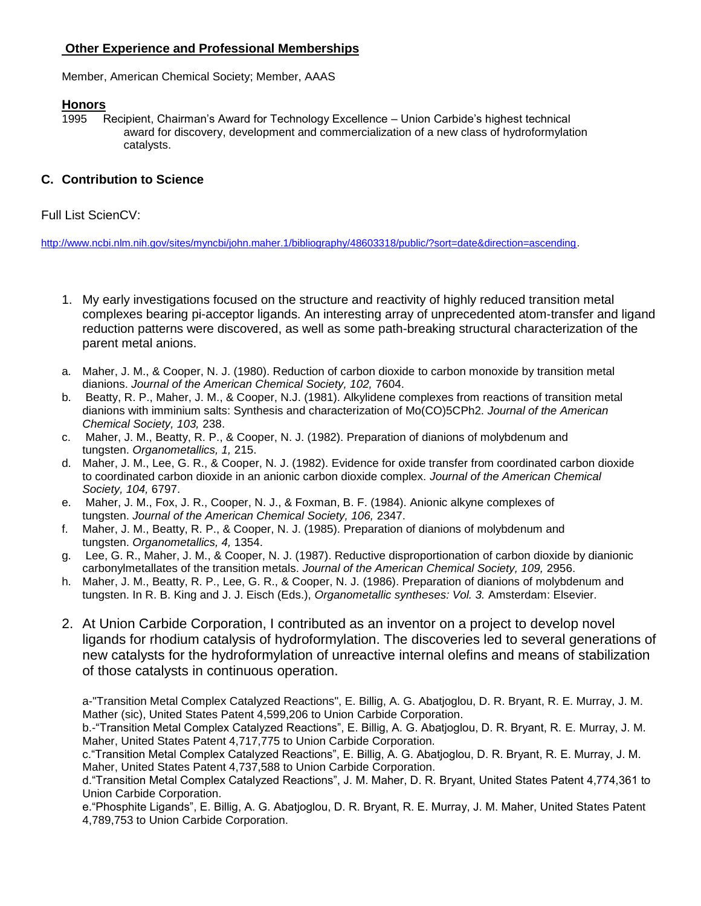## Other Experience and Professional Memberships

Member, American Chemical Society; Member, AAAS

### Honors

1995 Recipient, Chairman's Award for Technology Excellence – Union Carbide's highest technical award for discovery, development and commercialization of a new class of hydroformylation catalysts.

## C. Contribution to Science

Full List ScienCV:

http://www.ncbi.nlm.nih.gov/sites/myncbi/john.maher.1/bibliography/48603318/public/?sort=date&direction=ascending.

1. My early investigations focused on the structure and reactivity of highly reduced transition metal complexes bearing pi-acceptor ligands. An interesting array of unprecedented atom-transfer and ligand reduction patterns were discovered, as well as some path-breaking structural characterization of the parent metal anions.

a. Maher, J. M., & Cooper, N. J. (1980). Reduction of carbon dioxide to carbon monoxide by transition metal dianions. *Journal of the American Chemical Society, 102,* 7604.
b. Beatty, R. P., Maher, J. M., & Cooper, N.J. (1981). Alkylidene complexes from reactions of transition metal dianions with imminium salts: Synthesis and characterization of Mo(CO)5CPh2. *Journal of the American Chemical Society, 103,* 238.
c. Maher, J. M., Beatty, R. P., & Cooper, N. J. (1982). Preparation of dianions of molybdenum and tungsten. *Organometallics, 1,* 215.
d. Maher, J. M., Lee, G. R., & Cooper, N. J. (1982). Evidence for oxide transfer from coordinated carbon dioxide to coordinated carbon dioxide in an anionic carbon dioxide complex. *Journal of the American Chemical Society, 104,* 6797.
e. Maher, J. M., Fox, J. R., Cooper, N. J., & Foxman, B. F. (1984). Anionic alkyne complexes of tungsten. *Journal of the American Chemical Society, 106,* 2347.
f. Maher, J. M., Beatty, R. P., & Cooper, N. J. (1985). Preparation of dianions of molybdenum and tungsten. *Organometallics, 4,* 1354.
g. Lee, G. R., Maher, J. M., & Cooper, N. J. (1987). Reductive disproportionation of carbon dioxide by dianionic carbonylmetallates of the transition metals. *Journal of the American Chemical Society, 109,* 2956.
h. Maher, J. M., Beatty, R. P., Lee, G. R., & Cooper, N. J. (1986). Preparation of dianions of molybdenum and tungsten. In R. B. King and J. J. Eisch (Eds.), *Organometallic syntheses: Vol. 3.* Amsterdam: Elsevier.

2. At Union Carbide Corporation, I contributed as an inventor on a project to develop novel ligands for rhodium catalysis of hydroformylation. The discoveries led to several generations of new catalysts for the hydroformylation of unreactive internal olefins and means of stabilization of those catalysts in continuous operation.

a-"Transition Metal Complex Catalyzed Reactions", E. Billig, A. G. Abatjoglou, D. R. Bryant, R. E. Murray, J. M. Mather (sic), United States Patent 4,599,206 to Union Carbide Corporation.
b.-"Transition Metal Complex Catalyzed Reactions", E. Billig, A. G. Abatjoglou, D. R. Bryant, R. E. Murray, J. M. Maher, United States Patent 4,717,775 to Union Carbide Corporation.
c."Transition Metal Complex Catalyzed Reactions", E. Billig, A. G. Abatjoglou, D. R. Bryant, R. E. Murray, J. M. Maher, United States Patent 4,737,588 to Union Carbide Corporation.
d."Transition Metal Complex Catalyzed Reactions", J. M. Maher, D. R. Bryant, United States Patent 4,774,361 to Union Carbide Corporation.
e."Phosphite Ligands", E. Billig, A. G. Abatjoglou, D. R. Bryant, R. E. Murray, J. M. Maher, United States Patent 4,789,753 to Union Carbide Corporation.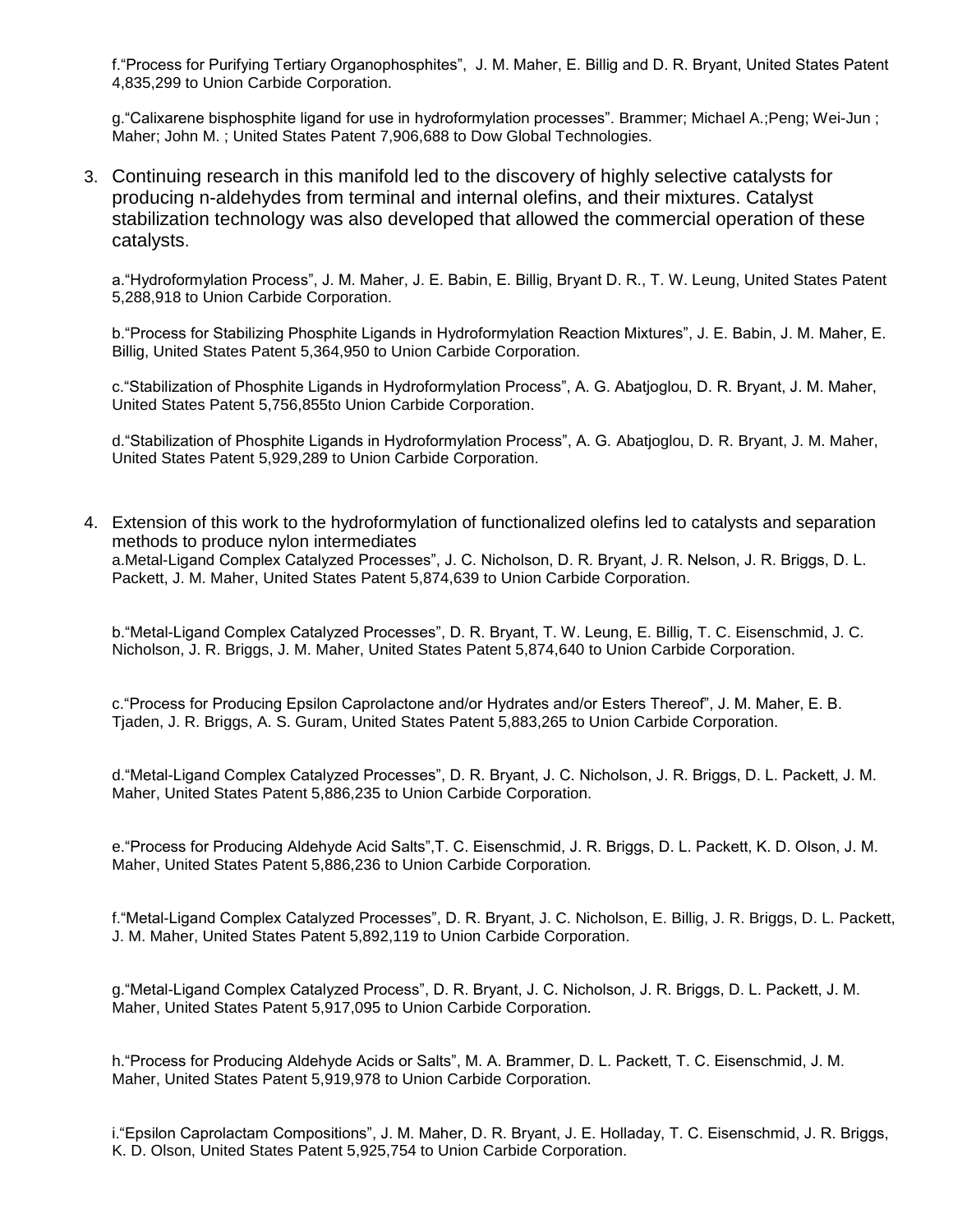f.“Process for Purifying Tertiary Organophosphites”, J. M. Maher, E. Billig and D. R. Bryant, United States Patent 4,835,299 to Union Carbide Corporation.

g.“Calixarene bisphosphite ligand for use in hydroformylation processes”. Brammer; Michael A.;Peng; Wei-Jun ; Maher; John M. ; United States Patent 7,906,688 to Dow Global Technologies.

3. Continuing research in this manifold led to the discovery of highly selective catalysts for producing n-aldehydes from terminal and internal olefins, and their mixtures. Catalyst stabilization technology was also developed that allowed the commercial operation of these catalysts.

   a.“Hydroformylation Process”, J. M. Maher, J. E. Babin, E. Billig, Bryant D. R., T. W. Leung, United States Patent 5,288,918 to Union Carbide Corporation.

   b.“Process for Stabilizing Phosphite Ligands in Hydroformylation Reaction Mixtures”, J. E. Babin, J. M. Maher, E. Billig, United States Patent 5,364,950 to Union Carbide Corporation.

   c.“Stabilization of Phosphite Ligands in Hydroformylation Process”, A. G. Abatjoglou, D. R. Bryant, J. M. Maher, United States Patent 5,756,855to Union Carbide Corporation.

   d.“Stabilization of Phosphite Ligands in Hydroformylation Process”, A. G. Abatjoglou, D. R. Bryant, J. M. Maher, United States Patent 5,929,289 to Union Carbide Corporation.

4. Extension of this work to the hydroformylation of functionalized olefins led to catalysts and separation methods to produce nylon intermediates

   a.Metal-Ligand Complex Catalyzed Processes”, J. C. Nicholson, D. R. Bryant, J. R. Nelson, J. R. Briggs, D. L. Packett, J. M. Maher, United States Patent 5,874,639 to Union Carbide Corporation.

   b.“Metal-Ligand Complex Catalyzed Processes”, D. R. Bryant, T. W. Leung, E. Billig, T. C. Eisenschmid, J. C. Nicholson, J. R. Briggs, J. M. Maher, United States Patent 5,874,640 to Union Carbide Corporation.

   c.“Process for Producing Epsilon Caprolactone and/or Hydrates and/or Esters Thereof”, J. M. Maher, E. B. Tjaden, J. R. Briggs, A. S. Guram, United States Patent 5,883,265 to Union Carbide Corporation.

   d.“Metal-Ligand Complex Catalyzed Processes”, D. R. Bryant, J. C. Nicholson, J. R. Briggs, D. L. Packett, J. M. Maher, United States Patent 5,886,235 to Union Carbide Corporation.

   e.“Process for Producing Aldehyde Acid Salts”,T. C. Eisenschmid, J. R. Briggs, D. L. Packett, K. D. Olson, J. M. Maher, United States Patent 5,886,236 to Union Carbide Corporation.

   f.“Metal-Ligand Complex Catalyzed Processes”, D. R. Bryant, J. C. Nicholson, E. Billig, J. R. Briggs, D. L. Packett, J. M. Maher, United States Patent 5,892,119 to Union Carbide Corporation.

   g.“Metal-Ligand Complex Catalyzed Process”, D. R. Bryant, J. C. Nicholson, J. R. Briggs, D. L. Packett, J. M. Maher, United States Patent 5,917,095 to Union Carbide Corporation.

   h.“Process for Producing Aldehyde Acids or Salts”, M. A. Brammer, D. L. Packett, T. C. Eisenschmid, J. M. Maher, United States Patent 5,919,978 to Union Carbide Corporation.

   i.“Epsilon Caprolactam Compositions”, J. M. Maher, D. R. Bryant, J. E. Holladay, T. C. Eisenschmid, J. R. Briggs, K. D. Olson, United States Patent 5,925,754 to Union Carbide Corporation.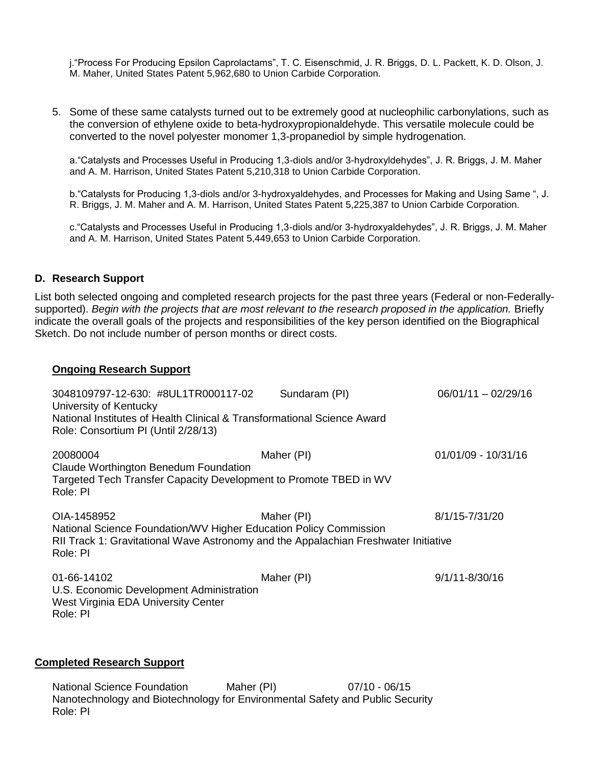j. "Process For Producing Epsilon Caprolactams", T. C. Eisenschmid, J. R. Briggs, D. L. Packett, K. D. Olson, J. M. Maher, United States Patent 5,962,680 to Union Carbide Corporation.

5. Some of these same catalysts turned out to be extremely good at nucleophilic carbonylations, such as the conversion of ethylene oxide to beta-hydroxypropionaldehyde. This versatile molecule could be converted to the novel polyester monomer 1,3-propanediol by simple hydrogenation.

   a. "Catalysts and Processes Useful in Producing 1,3-diols and/or 3-hydroxyldehydes", J. R. Briggs, J. M. Maher and A. M. Harrison, United States Patent 5,210,318 to Union Carbide Corporation.

   b. "Catalysts for Producing 1,3-diols and/or 3-hydroxyaldehydes, and Processes for Making and Using Same ", J. R. Briggs, J. M. Maher and A. M. Harrison, United States Patent 5,225,387 to Union Carbide Corporation.

   c. "Catalysts and Processes Useful in Producing 1,3-diols and/or 3-hydroxyaldehydes", J. R. Briggs, J. M. Maher and A. M. Harrison, United States Patent 5,449,653 to Union Carbide Corporation.

## D. Research Support

List both selected ongoing and completed research projects for the past three years (Federal or non-Federally-supported). *Begin with the projects that are most relevant to the research proposed in the application.* Briefly indicate the overall goals of the projects and responsibilities of the key person identified on the Biographical Sketch. Do not include number of person months or direct costs.

### Ongoing Research Support

3048109797-12-630: #8UL1TR000117-02 Sundaram (PI) 06/01/11 – 02/29/16
University of Kentucky
National Institutes of Health Clinical & Transformational Science Award
Role: Consortium PI (Until 2/28/13)

20080004 Maher (PI) 01/01/09 - 10/31/16
Claude Worthington Benedum Foundation
Targeted Tech Transfer Capacity Development to Promote TBED in WV
Role: PI

OIA-1458952 Maher (PI) 8/1/15-7/31/20
National Science Foundation/WV Higher Education Policy Commission
RII Track 1: Gravitational Wave Astronomy and the Appalachian Freshwater Initiative
Role: PI

01-66-14102 Maher (PI) 9/1/11-8/30/16
U.S. Economic Development Administration
West Virginia EDA University Center
Role: PI

### Completed Research Support

National Science Foundation Maher (PI) 07/10 - 06/15
Nanotechnology and Biotechnology for Environmental Safety and Public Security
Role: PI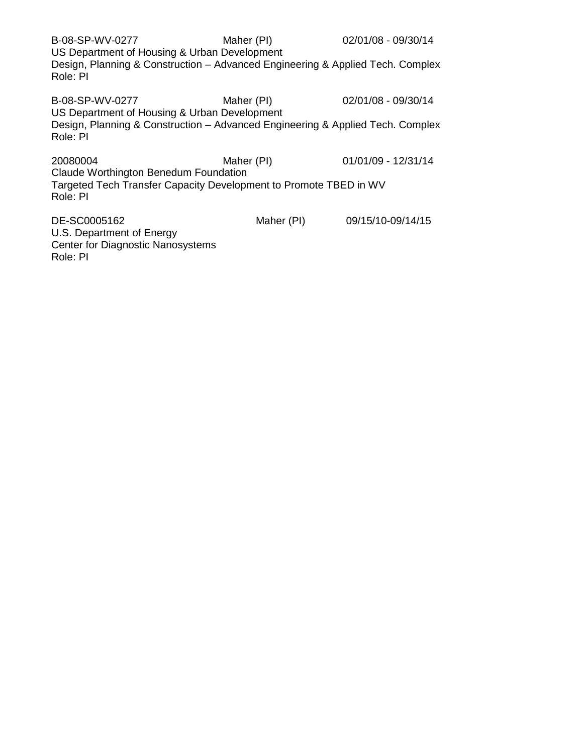B-08-SP-WV-0277 Maher (PI) 02/01/08 - 09/30/14
US Department of Housing & Urban Development
Design, Planning & Construction – Advanced Engineering & Applied Tech. Complex
Role: PI

B-08-SP-WV-0277 Maher (PI) 02/01/08 - 09/30/14
US Department of Housing & Urban Development
Design, Planning & Construction – Advanced Engineering & Applied Tech. Complex
Role: PI

20080004 Maher (PI) 01/01/09 - 12/31/14
Claude Worthington Benedum Foundation
Targeted Tech Transfer Capacity Development to Promote TBED in WV
Role: PI

DE-SC0005162 Maher (PI) 09/15/10-09/14/15
U.S. Department of Energy
Center for Diagnostic Nanosystems
Role: PI